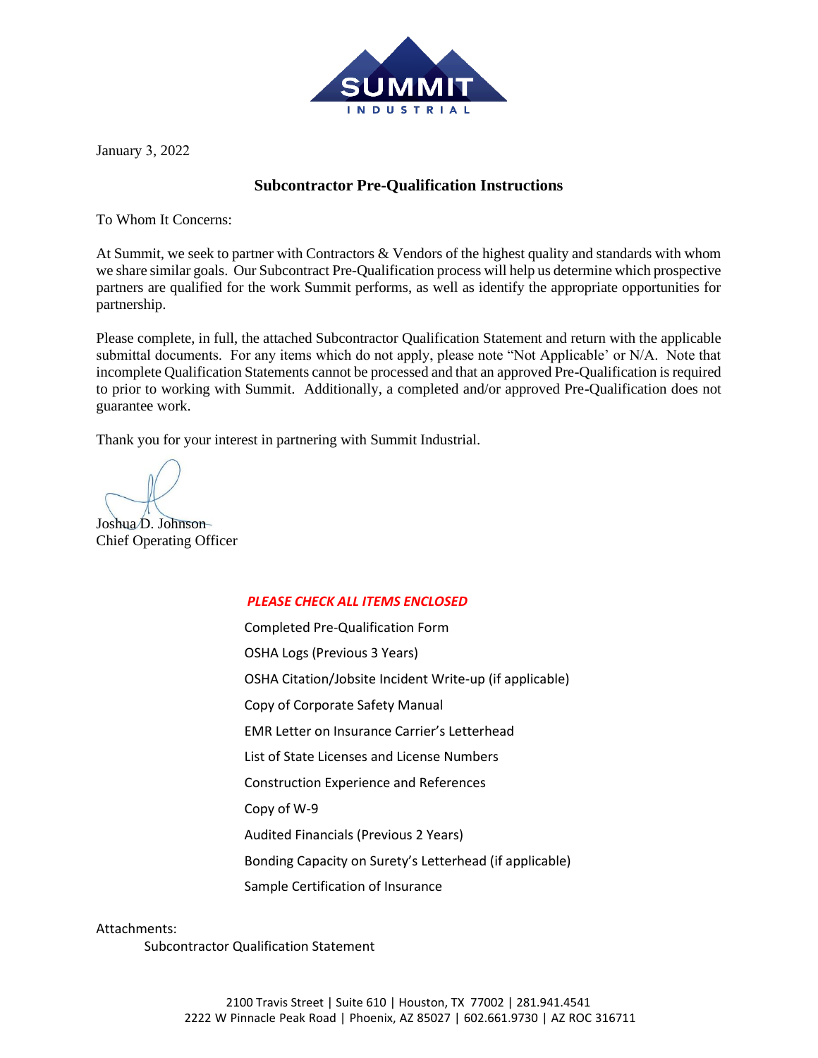SUMMIT

INDUSTRIAL

January 3, 2022

## Subcontractor Pre-Qualification Instructions

To Whom It Concerns:

At Summit, we seek to partner with Contractors & Vendors of the highest quality and standards with whom we share similar goals. Our Subcontract Pre-Qualification process will help us determine which prospective partners are qualified for the work Summit performs, as well as identify the appropriate opportunities for partnership.

Please complete, in full, the attached Subcontractor Qualification Statement and return with the applicable submittal documents. For any items which do not apply, please note "Not Applicable' or N/A. Note that incomplete Qualification Statements cannot be processed and that an approved Pre-Qualification is required to prior to working with Summit. Additionally, a completed and/or approved Pre-Qualification does not guarantee work.

Thank you for your interest in partnering with Summit Industrial.

Joshua D. Johnson
Chief Operating Officer

***PLEASE CHECK ALL ITEMS ENCLOSED***

- Completed Pre-Qualification Form
- OSHA Logs (Previous 3 Years)
- OSHA Citation/Jobsite Incident Write-up (if applicable)
- Copy of Corporate Safety Manual
- EMR Letter on Insurance Carrier's Letterhead
- List of State Licenses and License Numbers
- Construction Experience and References
- Copy of W-9
- Audited Financials (Previous 2 Years)
- Bonding Capacity on Surety's Letterhead (if applicable)
- Sample Certification of Insurance

Attachments:

Subcontractor Qualification Statement

2100 Travis Street | Suite 610 | Houston, TX 77002 | 281.941.4541
2222 W Pinnacle Peak Road | Phoenix, AZ 85027 | 602.661.9730 | AZ ROC 316711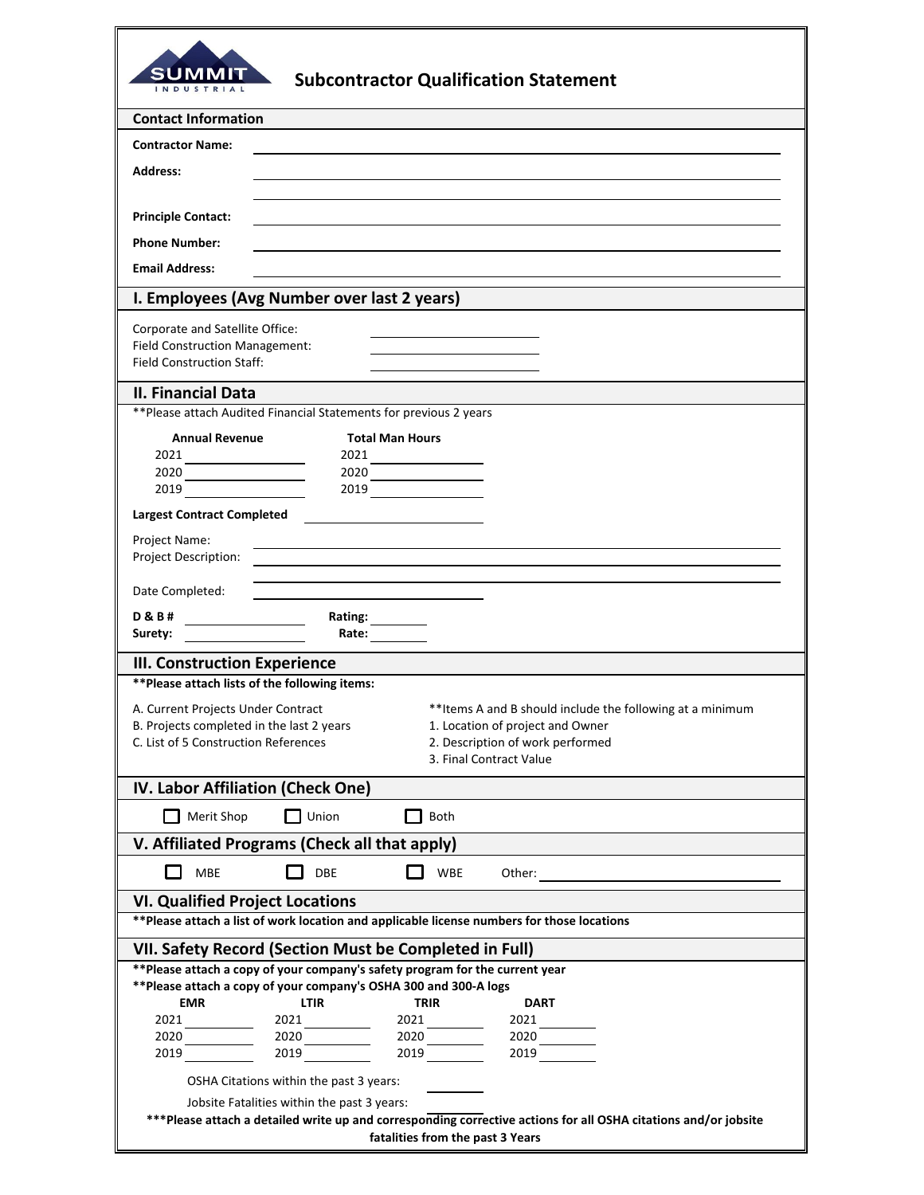SUMMIT INDUSTRIAL

# Subcontractor Qualification Statement

## Contact Information

**Contractor Name:** ______________________

**Address:** ______________________

______________________

**Principle Contact:** ______________________

**Phone Number:** ______________________

**Email Address:** ______________________

## I. Employees (Avg Number over last 2 years)

Corporate and Satellite Office: ______________________

Field Construction Management: ______________________

Field Construction Staff: ______________________

## II. Financial Data

**Please attach Audited Financial Statements for previous 2 years

| **Annual Revenue** | | **Total Man Hours** | |
|---|---|---|---|
| 2021 | | 2021 | |
| 2020 | | 2020 | |
| 2019 | | 2019 | |

**Largest Contract Completed** ______________________

Project Name: ______________________

Project Description: ______________________

______________________

Date Completed: ______________________

**D & B #** ____________ **Rating:** ____________

**Surety:** ____________ **Rate:** ____________

## III. Construction Experience

****Please attach lists of the following items:**

A. Current Projects Under Contract

B. Projects completed in the last 2 years

C. List of 5 Construction References

**Items A and B should include the following at a minimum

1. Location of project and Owner
2. Description of work performed
3. Final Contract Value

## IV. Labor Affiliation (Check One)

☐ Merit Shop ☐ Union ☐ Both

## V. Affiliated Programs (Check all that apply)

☐ MBE ☐ DBE ☐ WBE Other: ______________________

## VI. Qualified Project Locations

****Please attach a list of work location and applicable license numbers for those locations**

## VII. Safety Record (Section Must be Completed in Full)

****Please attach a copy of your company's safety program for the current year**

****Please attach a copy of your company's OSHA 300 and 300-A logs**

| **EMR** | | **LTIR** | | **TRIR** | | **DART** | |
|---|---|---|---|---|---|---|---|
| 2021 | | 2021 | | 2021 | | 2021 | |
| 2020 | | 2020 | | 2020 | | 2020 | |
| 2019 | | 2019 | | 2019 | | 2019 | |

OSHA Citations within the past 3 years: ____________

Jobsite Fatalities within the past 3 years: ____________

*****Please attach a detailed write up and corresponding corrective actions for all OSHA citations and/or jobsite fatalities from the past 3 Years**